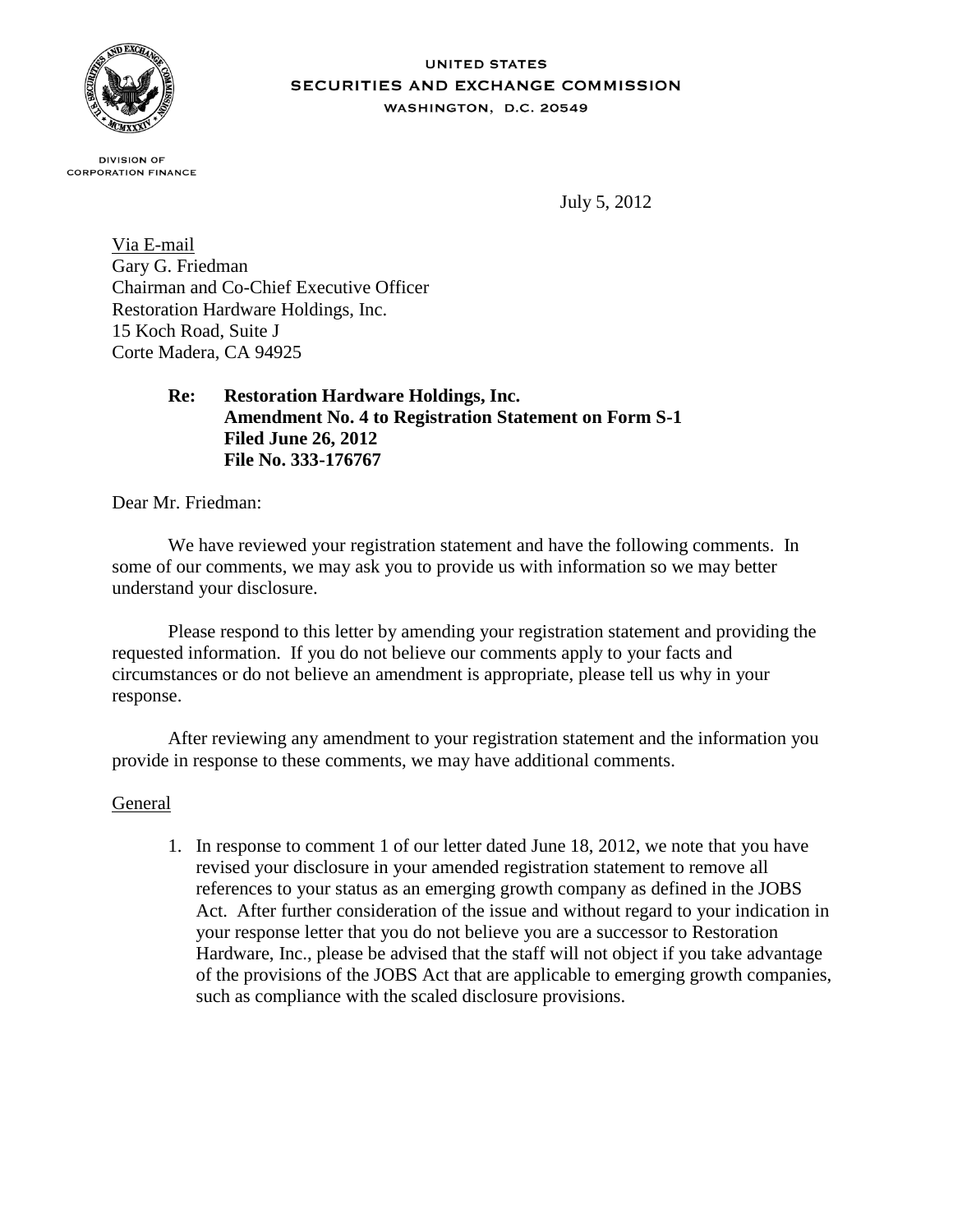UNITED STATES
SECURITIES AND EXCHANGE COMMISSION
WASHINGTON, D.C. 20549

DIVISION OF
CORPORATION FINANCE

July 5, 2012

Via E-mail
Gary G. Friedman
Chairman and Co-Chief Executive Officer
Restoration Hardware Holdings, Inc.
15 Koch Road, Suite J
Corte Madera, CA 94925

**Re: Restoration Hardware Holdings, Inc.
Amendment No. 4 to Registration Statement on Form S-1
Filed June 26, 2012
File No. 333-176767**

Dear Mr. Friedman:

We have reviewed your registration statement and have the following comments. In some of our comments, we may ask you to provide us with information so we may better understand your disclosure.

Please respond to this letter by amending your registration statement and providing the requested information. If you do not believe our comments apply to your facts and circumstances or do not believe an amendment is appropriate, please tell us why in your response.

After reviewing any amendment to your registration statement and the information you provide in response to these comments, we may have additional comments.

General

1. In response to comment 1 of our letter dated June 18, 2012, we note that you have revised your disclosure in your amended registration statement to remove all references to your status as an emerging growth company as defined in the JOBS Act. After further consideration of the issue and without regard to your indication in your response letter that you do not believe you are a successor to Restoration Hardware, Inc., please be advised that the staff will not object if you take advantage of the provisions of the JOBS Act that are applicable to emerging growth companies, such as compliance with the scaled disclosure provisions.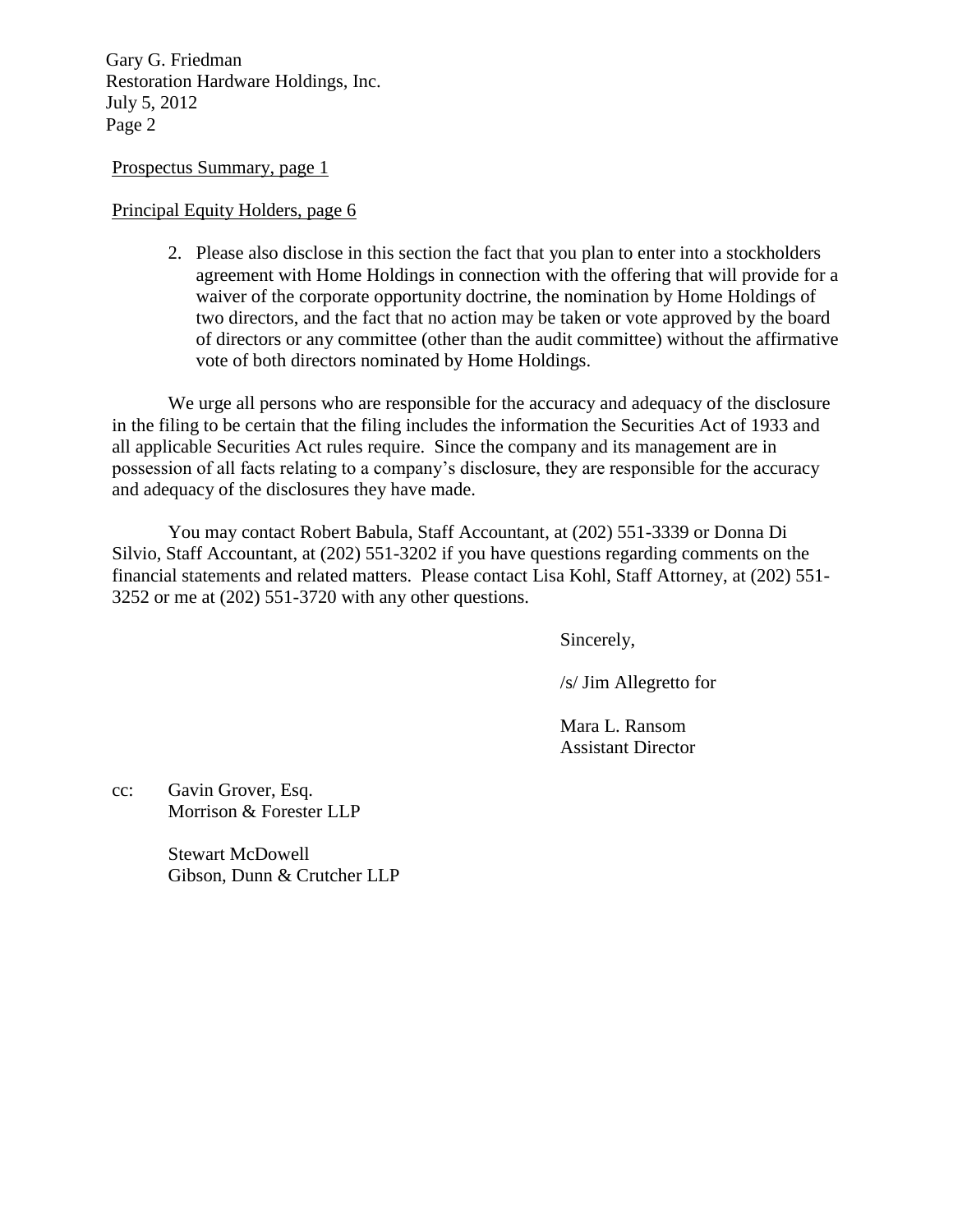Prospectus Summary, page 1

Principal Equity Holders, page 6

2. Please also disclose in this section the fact that you plan to enter into a stockholders agreement with Home Holdings in connection with the offering that will provide for a waiver of the corporate opportunity doctrine, the nomination by Home Holdings of two directors, and the fact that no action may be taken or vote approved by the board of directors or any committee (other than the audit committee) without the affirmative vote of both directors nominated by Home Holdings.

We urge all persons who are responsible for the accuracy and adequacy of the disclosure in the filing to be certain that the filing includes the information the Securities Act of 1933 and all applicable Securities Act rules require. Since the company and its management are in possession of all facts relating to a company's disclosure, they are responsible for the accuracy and adequacy of the disclosures they have made.

You may contact Robert Babula, Staff Accountant, at (202) 551-3339 or Donna Di Silvio, Staff Accountant, at (202) 551-3202 if you have questions regarding comments on the financial statements and related matters. Please contact Lisa Kohl, Staff Attorney, at (202) 551-3252 or me at (202) 551-3720 with any other questions.

Sincerely,

/s/ Jim Allegretto for

Mara L. Ransom
Assistant Director

cc: Gavin Grover, Esq.
Morrison & Forester LLP

Stewart McDowell
Gibson, Dunn & Crutcher LLP